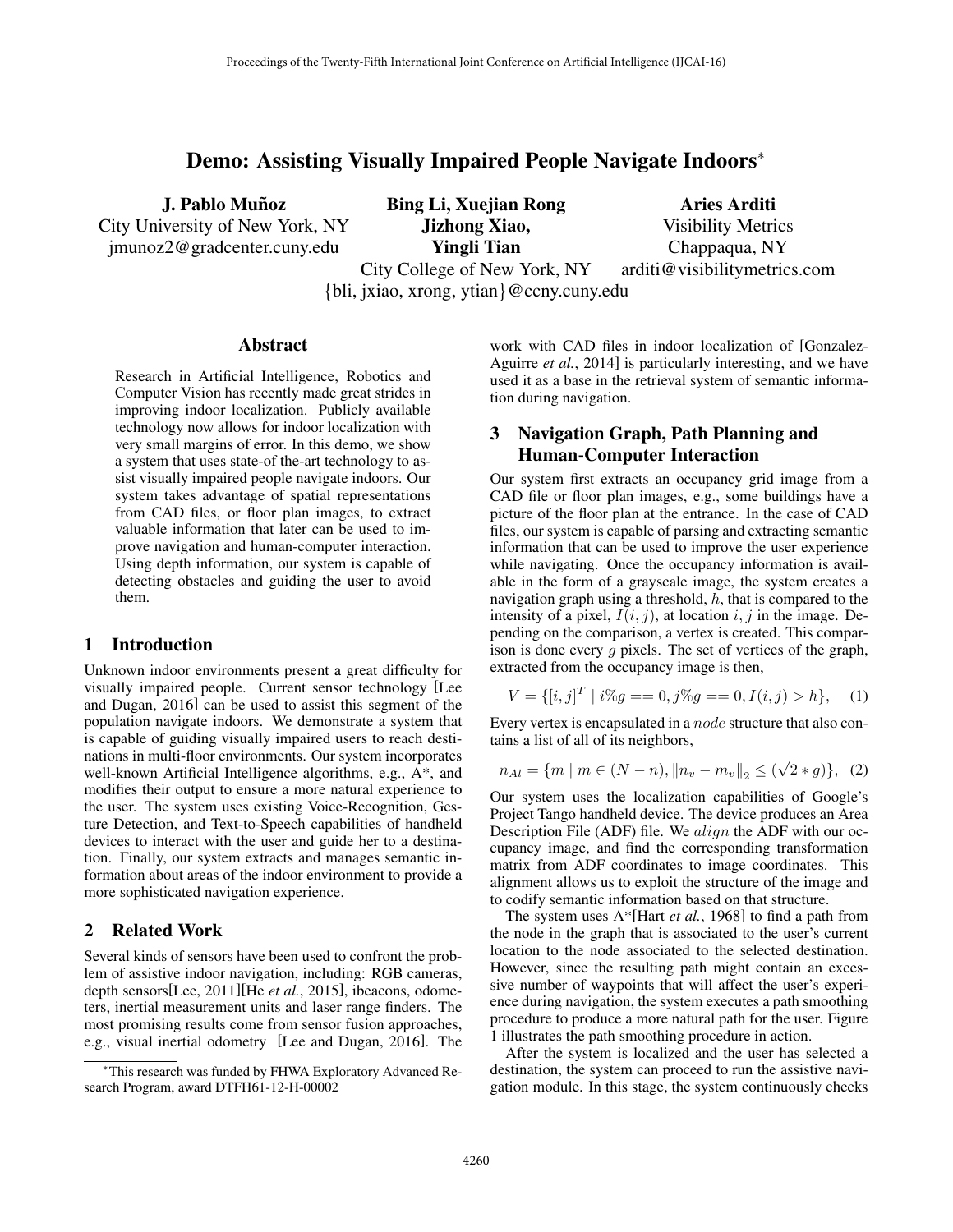# Demo: Assisting Visually Impaired People Navigate Indoors*

**J. Pablo Muñoz**
City University of New York, NY
jmunoz2@gradcenter.cuny.edu

**Bing Li, Xuejian Rong**
**Jizhong Xiao,**
**Yingli Tian**
City College of New York, NY
{bli, jxiao, xrong, ytian}@ccny.cuny.edu

**Aries Arditi**
Visibility Metrics
Chappaqua, NY
arditi@visibilitymetrics.com

## Abstract

Research in Artificial Intelligence, Robotics and Computer Vision has recently made great strides in improving indoor localization. Publicly available technology now allows for indoor localization with very small margins of error. In this demo, we show a system that uses state-of-the-art technology to assist visually impaired people navigate indoors. Our system takes advantage of spatial representations from CAD files, or floor plan images, to extract valuable information that later can be used to improve navigation and human-computer interaction. Using depth information, our system is capable of detecting obstacles and guiding the user to avoid them.

## 1 Introduction

Unknown indoor environments present a great difficulty for visually impaired people. Current sensor technology [Lee and Dugan, 2016] can be used to assist this segment of the population navigate indoors. We demonstrate a system that is capable of guiding visually impaired users to reach destinations in multi-floor environments. Our system incorporates well-known Artificial Intelligence algorithms, e.g., A*, and modifies their output to ensure a more natural experience to the user. The system uses existing Voice-Recognition, Gesture Detection, and Text-to-Speech capabilities of handheld devices to interact with the user and guide her to a destination. Finally, our system extracts and manages semantic information about areas of the indoor environment to provide a more sophisticated navigation experience.

## 2 Related Work

Several kinds of sensors have been used to confront the problem of assistive indoor navigation, including: RGB cameras, depth sensors[Lee, 2011][He *et al.*, 2015], ibeacons, odometers, inertial measurement units and laser range finders. The most promising results come from sensor fusion approaches, e.g., visual inertial odometry [Lee and Dugan, 2016]. The work with CAD files in indoor localization of [Gonzalez-Aguirre *et al.*, 2014] is particularly interesting, and we have used it as a base in the retrieval system of semantic information during navigation.

## 3 Navigation Graph, Path Planning and Human-Computer Interaction

Our system first extracts an occupancy grid image from a CAD file or floor plan images, e.g., some buildings have a picture of the floor plan at the entrance. In the case of CAD files, our system is capable of parsing and extracting semantic information that can be used to improve the user experience while navigating. Once the occupancy information is available in the form of a grayscale image, the system creates a navigation graph using a threshold, $h$, that is compared to the intensity of a pixel, $I(i, j)$, at location $i, j$ in the image. Depending on the comparison, a vertex is created. This comparison is done every $g$ pixels. The set of vertices of the graph, extracted from the occupancy image is then,

$$V = \{[i, j]^T \mid i\% g == 0, j\% g == 0, I(i, j) > h\}, \quad (1)$$

Every vertex is encapsulated in a $node$ structure that also contains a list of all of its neighbors,

$$n_{Al} = \{m \mid m \in (N - n), \|n_v - m_v\|_2 \leq (\sqrt{2} * g)\}, \quad (2)$$

Our system uses the localization capabilities of Google's Project Tango handheld device. The device produces an Area Description File (ADF) file. We $align$ the ADF with our occupancy image, and find the corresponding transformation matrix from ADF coordinates to image coordinates. This alignment allows us to exploit the structure of the image and to codify semantic information based on that structure.

The system uses A*[Hart *et al.*, 1968] to find a path from the node in the graph that is associated to the user's current location to the node associated to the selected destination. However, since the resulting path might contain an excessive number of waypoints that will affect the user's experience during navigation, the system executes a path smoothing procedure to produce a more natural path for the user. Figure 1 illustrates the path smoothing procedure in action.

After the system is localized and the user has selected a destination, the system can proceed to run the assistive navigation module. In this stage, the system continuously checks

*This research was funded by FHWA Exploratory Advanced Research Program, award DTFH61-12-H-00002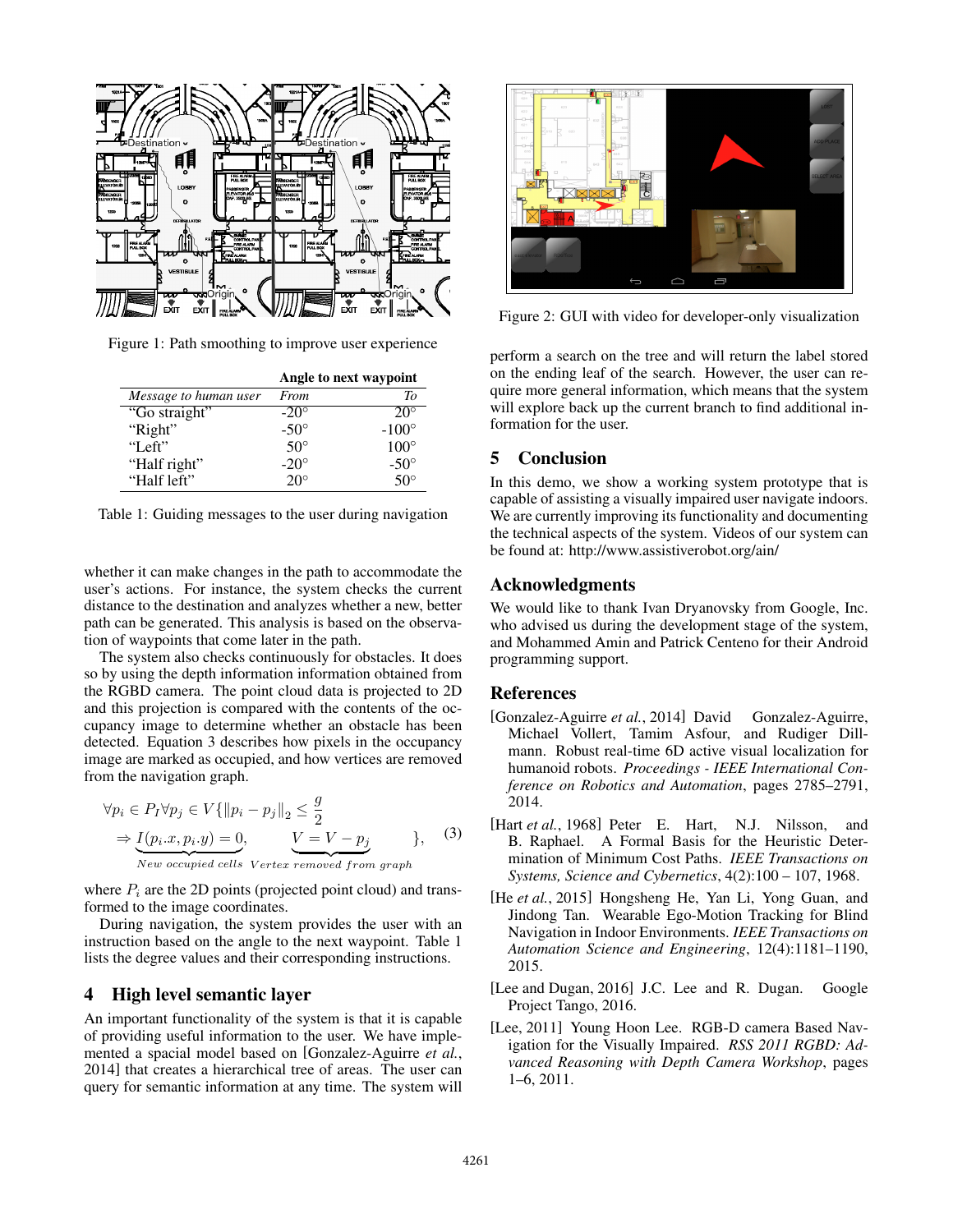Figure 1: Path smoothing to improve user experience

| | Angle to next waypoint | |
|---|---|---|
| *Message to human user* | *From* | *To* |
| "Go straight" | -20° | 20° |
| "Right" | -50° | -100° |
| "Left" | 50° | 100° |
| "Half right" | -20° | -50° |
| "Half left" | 20° | 50° |

Table 1: Guiding messages to the user during navigation

whether it can make changes in the path to accommodate the user's actions. For instance, the system checks the current distance to the destination and analyzes whether a new, better path can be generated. This analysis is based on the observation of waypoints that come later in the path.

The system also checks continuously for obstacles. It does so by using the depth information information obtained from the RGBD camera. The point cloud data is projected to 2D and this projection is compared with the contents of the occupancy image to determine whether an obstacle has been detected. Equation 3 describes how pixels in the occupancy image are marked as occupied, and how vertices are removed from the navigation graph.

$$\forall p_i \in P_I \forall p_j \in V\{\|p_i - p_j\|_2 \leq \frac{g}{2} \Rightarrow \underbrace{I(p_i.x, p_i.y) = 0}_{New\ occupied\ cells}, \quad \underbrace{V = V - p_j}_{Vertex\ removed\ from\ graph}\}, \quad (3)$$

where $P_i$ are the 2D points (projected point cloud) and transformed to the image coordinates.

During navigation, the system provides the user with an instruction based on the angle to the next waypoint. Table 1 lists the degree values and their corresponding instructions.

## 4 High level semantic layer

An important functionality of the system is that it is capable of providing useful information to the user. We have implemented a spacial model based on [Gonzalez-Aguirre *et al.*, 2014] that creates a hierarchical tree of areas. The user can query for semantic information at any time. The system will perform a search on the tree and will return the label stored on the ending leaf of the search. However, the user can require more general information, which means that the system will explore back up the current branch to find additional information for the user.

Figure 2: GUI with video for developer-only visualization

## 5 Conclusion

In this demo, we show a working system prototype that is capable of assisting a visually impaired user navigate indoors. We are currently improving its functionality and documenting the technical aspects of the system. Videos of our system can be found at: http://www.assistiverobot.org/ain/

## Acknowledgments

We would like to thank Ivan Dryanovsky from Google, Inc. who advised us during the development stage of the system, and Mohammed Amin and Patrick Centeno for their Android programming support.

## References

[Gonzalez-Aguirre *et al.*, 2014] David Gonzalez-Aguirre, Michael Vollert, Tamim Asfour, and Rudiger Dillmann. Robust real-time 6D active visual localization for humanoid robots. *Proceedings - IEEE International Conference on Robotics and Automation*, pages 2785–2791, 2014.

[Hart *et al.*, 1968] Peter E. Hart, N.J. Nilsson, and B. Raphael. A Formal Basis for the Heuristic Determination of Minimum Cost Paths. *IEEE Transactions on Systems, Science and Cybernetics*, 4(2):100 – 107, 1968.

[He *et al.*, 2015] Hongsheng He, Yan Li, Yong Guan, and Jindong Tan. Wearable Ego-Motion Tracking for Blind Navigation in Indoor Environments. *IEEE Transactions on Automation Science and Engineering*, 12(4):1181–1190, 2015.

[Lee and Dugan, 2016] J.C. Lee and R. Dugan. Google Project Tango, 2016.

[Lee, 2011] Young Hoon Lee. RGB-D camera Based Navigation for the Visually Impaired. *RSS 2011 RGBD: Advanced Reasoning with Depth Camera Workshop*, pages 1–6, 2011.